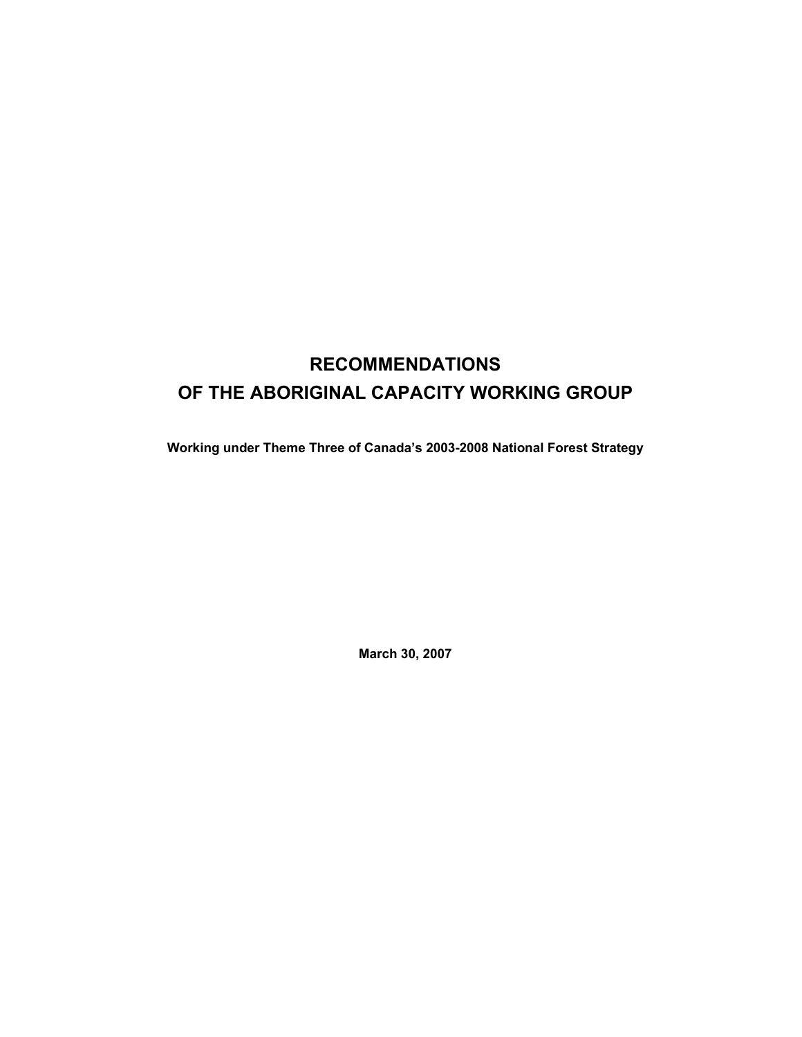# RECOMMENDATIONS OF THE ABORIGINAL CAPACITY WORKING GROUP

**Working under Theme Three of Canada's 2003-2008 National Forest Strategy**

**March 30, 2007**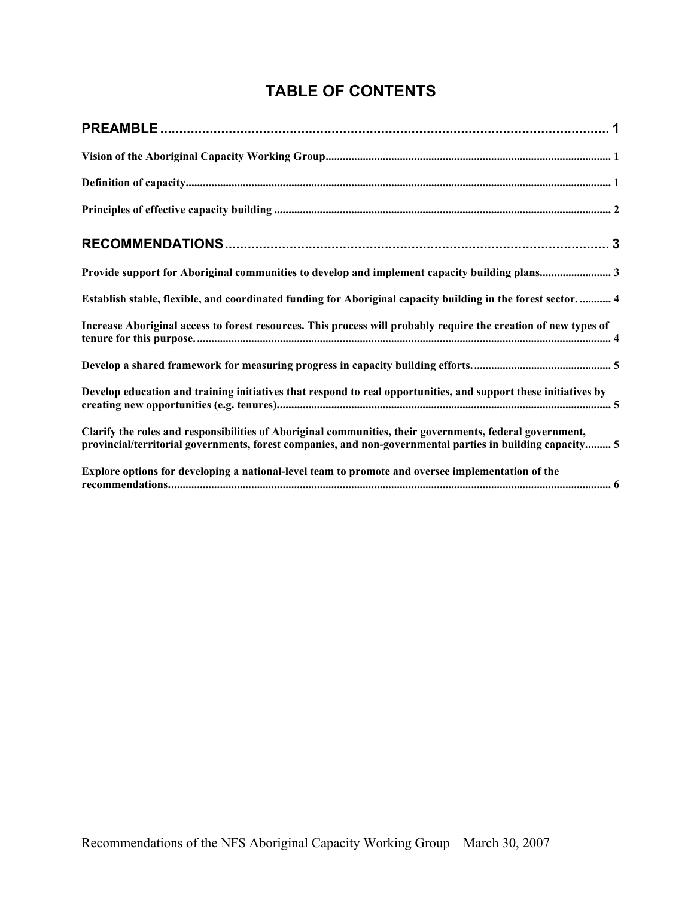# TABLE OF CONTENTS

**PREAMBLE** ........................................................................................................ 1

**Vision of the Aboriginal Capacity Working Group** ........................................................................................................ 1

**Definition of capacity** ........................................................................................................ 1

**Principles of effective capacity building** ........................................................................................................ 2

**RECOMMENDATIONS** ........................................................................................................ 3

**Provide support for Aboriginal communities to develop and implement capacity building plans** ........................ 3

**Establish stable, flexible, and coordinated funding for Aboriginal capacity building in the forest sector.** .......... 4

**Increase Aboriginal access to forest resources. This process will probably require the creation of new types of tenure for this purpose.** ........................................................................................................ 4

**Develop a shared framework for measuring progress in capacity building efforts.** ........................................ 5

**Develop education and training initiatives that respond to real opportunities, and support these initiatives by creating new opportunities (e.g. tenures).** ........................................................................................................ 5

**Clarify the roles and responsibilities of Aboriginal communities, their governments, federal government, provincial/territorial governments, forest companies, and non-governmental parties in building capacity** ......... 5

**Explore options for developing a national-level team to promote and oversee implementation of the recommendations.** ........................................................................................................ 6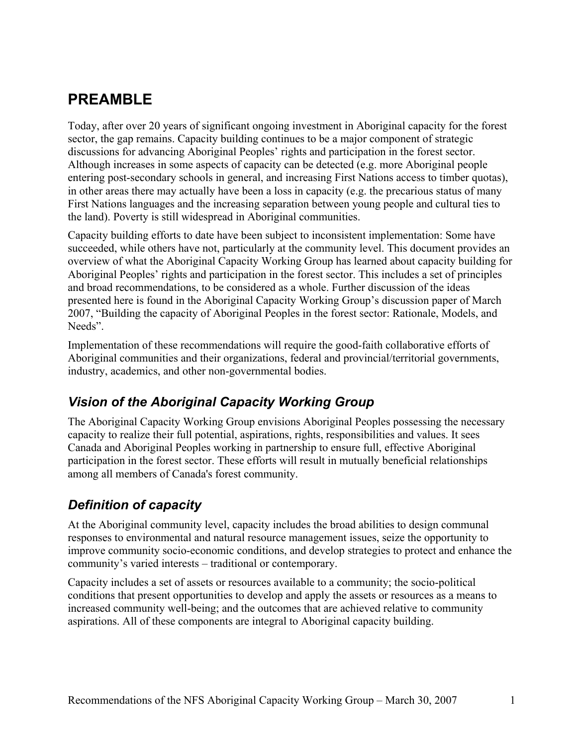# PREAMBLE

Today, after over 20 years of significant ongoing investment in Aboriginal capacity for the forest sector, the gap remains. Capacity building continues to be a major component of strategic discussions for advancing Aboriginal Peoples' rights and participation in the forest sector. Although increases in some aspects of capacity can be detected (e.g. more Aboriginal people entering post-secondary schools in general, and increasing First Nations access to timber quotas), in other areas there may actually have been a loss in capacity (e.g. the precarious status of many First Nations languages and the increasing separation between young people and cultural ties to the land). Poverty is still widespread in Aboriginal communities.

Capacity building efforts to date have been subject to inconsistent implementation: Some have succeeded, while others have not, particularly at the community level. This document provides an overview of what the Aboriginal Capacity Working Group has learned about capacity building for Aboriginal Peoples' rights and participation in the forest sector. This includes a set of principles and broad recommendations, to be considered as a whole. Further discussion of the ideas presented here is found in the Aboriginal Capacity Working Group's discussion paper of March 2007, "Building the capacity of Aboriginal Peoples in the forest sector: Rationale, Models, and Needs".

Implementation of these recommendations will require the good-faith collaborative efforts of Aboriginal communities and their organizations, federal and provincial/territorial governments, industry, academics, and other non-governmental bodies.

## *Vision of the Aboriginal Capacity Working Group*

The Aboriginal Capacity Working Group envisions Aboriginal Peoples possessing the necessary capacity to realize their full potential, aspirations, rights, responsibilities and values. It sees Canada and Aboriginal Peoples working in partnership to ensure full, effective Aboriginal participation in the forest sector. These efforts will result in mutually beneficial relationships among all members of Canada's forest community.

## *Definition of capacity*

At the Aboriginal community level, capacity includes the broad abilities to design communal responses to environmental and natural resource management issues, seize the opportunity to improve community socio-economic conditions, and develop strategies to protect and enhance the community's varied interests – traditional or contemporary.

Capacity includes a set of assets or resources available to a community; the socio-political conditions that present opportunities to develop and apply the assets or resources as a means to increased community well-being; and the outcomes that are achieved relative to community aspirations. All of these components are integral to Aboriginal capacity building.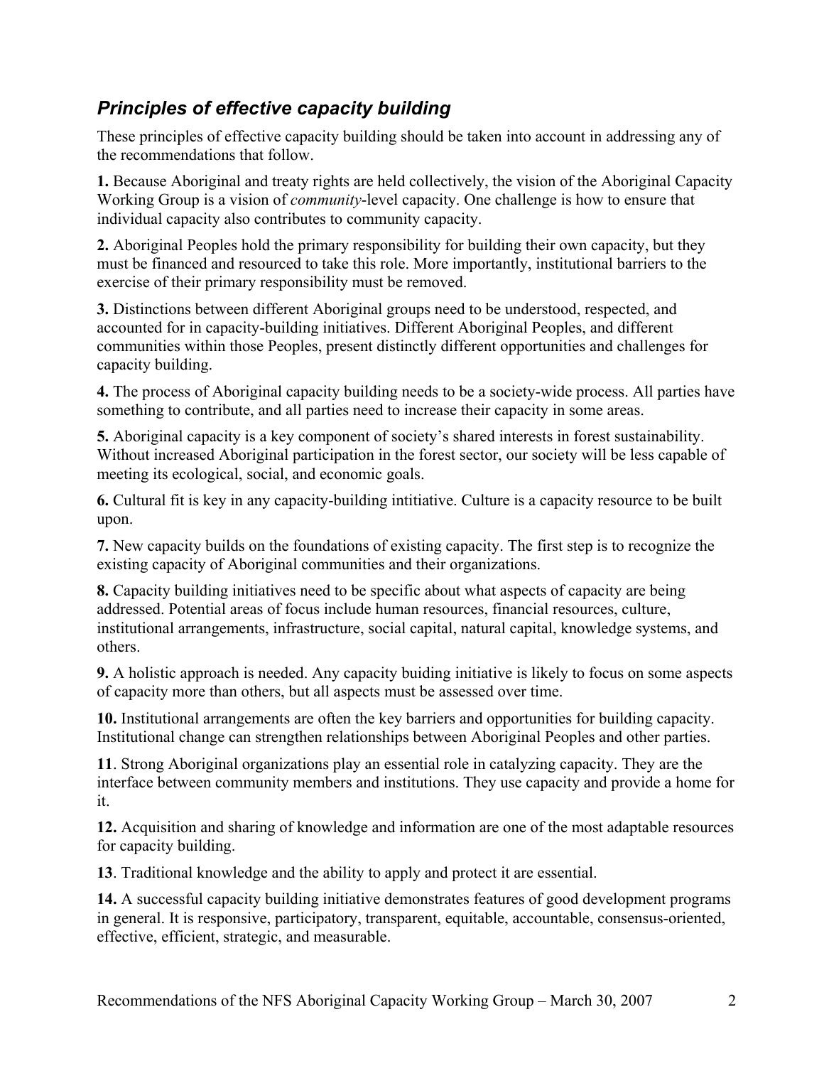## *Principles of effective capacity building*

These principles of effective capacity building should be taken into account in addressing any of the recommendations that follow.

**1.** Because Aboriginal and treaty rights are held collectively, the vision of the Aboriginal Capacity Working Group is a vision of *community*-level capacity. One challenge is how to ensure that individual capacity also contributes to community capacity.

**2.** Aboriginal Peoples hold the primary responsibility for building their own capacity, but they must be financed and resourced to take this role. More importantly, institutional barriers to the exercise of their primary responsibility must be removed.

**3.** Distinctions between different Aboriginal groups need to be understood, respected, and accounted for in capacity-building initiatives. Different Aboriginal Peoples, and different communities within those Peoples, present distinctly different opportunities and challenges for capacity building.

**4.** The process of Aboriginal capacity building needs to be a society-wide process. All parties have something to contribute, and all parties need to increase their capacity in some areas.

**5.** Aboriginal capacity is a key component of society's shared interests in forest sustainability. Without increased Aboriginal participation in the forest sector, our society will be less capable of meeting its ecological, social, and economic goals.

**6.** Cultural fit is key in any capacity-building intitiative. Culture is a capacity resource to be built upon.

**7.** New capacity builds on the foundations of existing capacity. The first step is to recognize the existing capacity of Aboriginal communities and their organizations.

**8.** Capacity building initiatives need to be specific about what aspects of capacity are being addressed. Potential areas of focus include human resources, financial resources, culture, institutional arrangements, infrastructure, social capital, natural capital, knowledge systems, and others.

**9.** A holistic approach is needed. Any capacity buiding initiative is likely to focus on some aspects of capacity more than others, but all aspects must be assessed over time.

**10.** Institutional arrangements are often the key barriers and opportunities for building capacity. Institutional change can strengthen relationships between Aboriginal Peoples and other parties.

**11**. Strong Aboriginal organizations play an essential role in catalyzing capacity. They are the interface between community members and institutions. They use capacity and provide a home for it.

**12.** Acquisition and sharing of knowledge and information are one of the most adaptable resources for capacity building.

**13**. Traditional knowledge and the ability to apply and protect it are essential.

**14.** A successful capacity building initiative demonstrates features of good development programs in general. It is responsive, participatory, transparent, equitable, accountable, consensus-oriented, effective, efficient, strategic, and measurable.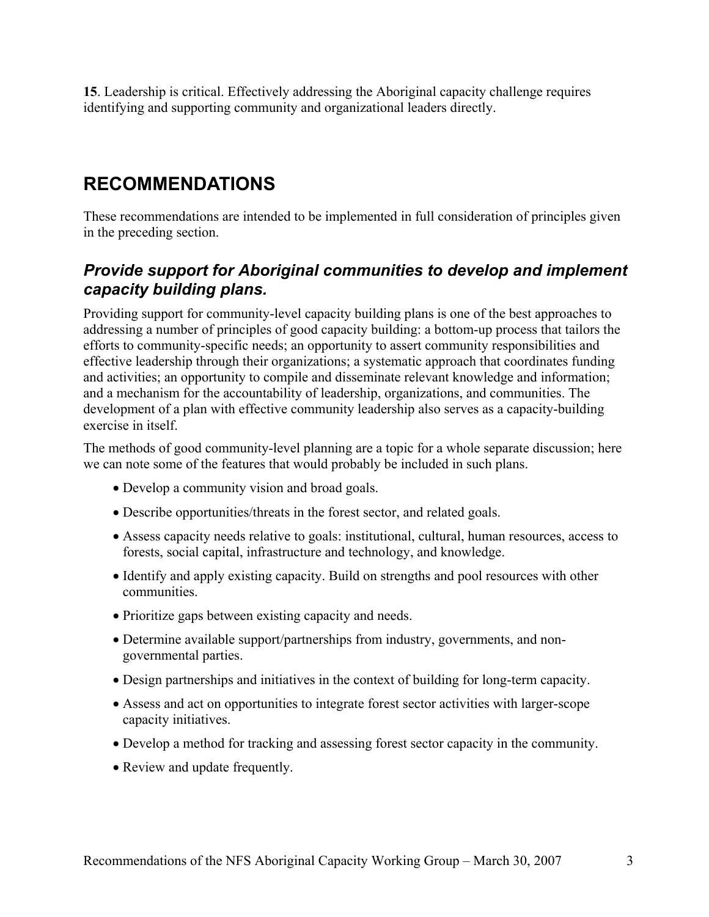**15**. Leadership is critical. Effectively addressing the Aboriginal capacity challenge requires identifying and supporting community and organizational leaders directly.

# RECOMMENDATIONS

These recommendations are intended to be implemented in full consideration of principles given in the preceding section.

## *Provide support for Aboriginal communities to develop and implement capacity building plans.*

Providing support for community-level capacity building plans is one of the best approaches to addressing a number of principles of good capacity building: a bottom-up process that tailors the efforts to community-specific needs; an opportunity to assert community responsibilities and effective leadership through their organizations; a systematic approach that coordinates funding and activities; an opportunity to compile and disseminate relevant knowledge and information; and a mechanism for the accountability of leadership, organizations, and communities. The development of a plan with effective community leadership also serves as a capacity-building exercise in itself.

The methods of good community-level planning are a topic for a whole separate discussion; here we can note some of the features that would probably be included in such plans.

- Develop a community vision and broad goals.
- Describe opportunities/threats in the forest sector, and related goals.
- Assess capacity needs relative to goals: institutional, cultural, human resources, access to forests, social capital, infrastructure and technology, and knowledge.
- Identify and apply existing capacity. Build on strengths and pool resources with other communities.
- Prioritize gaps between existing capacity and needs.
- Determine available support/partnerships from industry, governments, and non-governmental parties.
- Design partnerships and initiatives in the context of building for long-term capacity.
- Assess and act on opportunities to integrate forest sector activities with larger-scope capacity initiatives.
- Develop a method for tracking and assessing forest sector capacity in the community.
- Review and update frequently.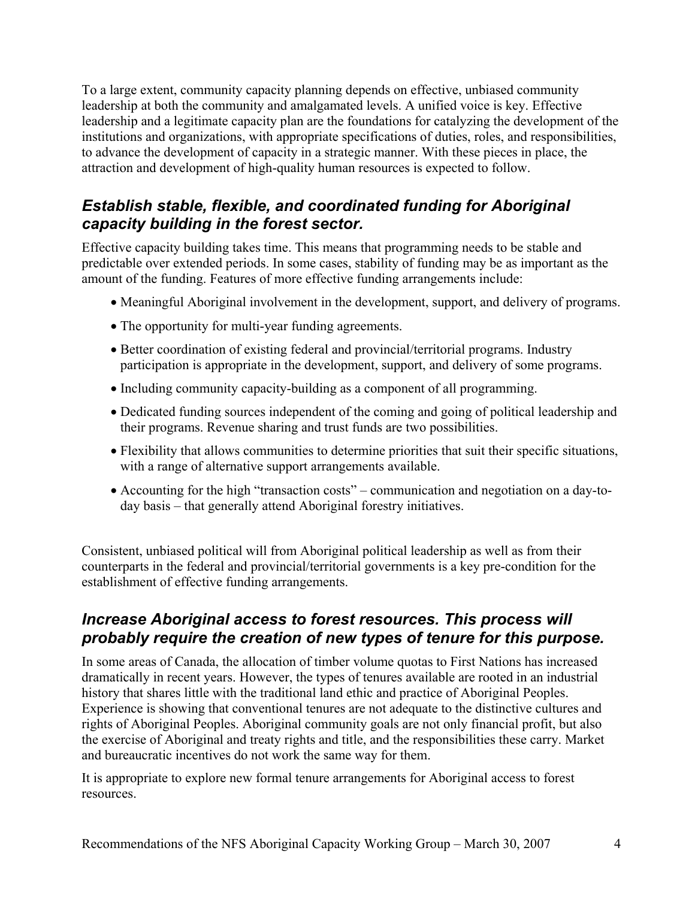To a large extent, community capacity planning depends on effective, unbiased community leadership at both the community and amalgamated levels. A unified voice is key. Effective leadership and a legitimate capacity plan are the foundations for catalyzing the development of the institutions and organizations, with appropriate specifications of duties, roles, and responsibilities, to advance the development of capacity in a strategic manner. With these pieces in place, the attraction and development of high-quality human resources is expected to follow.

### *Establish stable, flexible, and coordinated funding for Aboriginal capacity building in the forest sector.*

Effective capacity building takes time. This means that programming needs to be stable and predictable over extended periods. In some cases, stability of funding may be as important as the amount of the funding. Features of more effective funding arrangements include:

- Meaningful Aboriginal involvement in the development, support, and delivery of programs.
- The opportunity for multi-year funding agreements.
- Better coordination of existing federal and provincial/territorial programs. Industry participation is appropriate in the development, support, and delivery of some programs.
- Including community capacity-building as a component of all programming.
- Dedicated funding sources independent of the coming and going of political leadership and their programs. Revenue sharing and trust funds are two possibilities.
- Flexibility that allows communities to determine priorities that suit their specific situations, with a range of alternative support arrangements available.
- Accounting for the high "transaction costs" – communication and negotiation on a day-to-day basis – that generally attend Aboriginal forestry initiatives.

Consistent, unbiased political will from Aboriginal political leadership as well as from their counterparts in the federal and provincial/territorial governments is a key pre-condition for the establishment of effective funding arrangements.

### *Increase Aboriginal access to forest resources. This process will probably require the creation of new types of tenure for this purpose.*

In some areas of Canada, the allocation of timber volume quotas to First Nations has increased dramatically in recent years. However, the types of tenures available are rooted in an industrial history that shares little with the traditional land ethic and practice of Aboriginal Peoples. Experience is showing that conventional tenures are not adequate to the distinctive cultures and rights of Aboriginal Peoples. Aboriginal community goals are not only financial profit, but also the exercise of Aboriginal and treaty rights and title, and the responsibilities these carry. Market and bureaucratic incentives do not work the same way for them.

It is appropriate to explore new formal tenure arrangements for Aboriginal access to forest resources.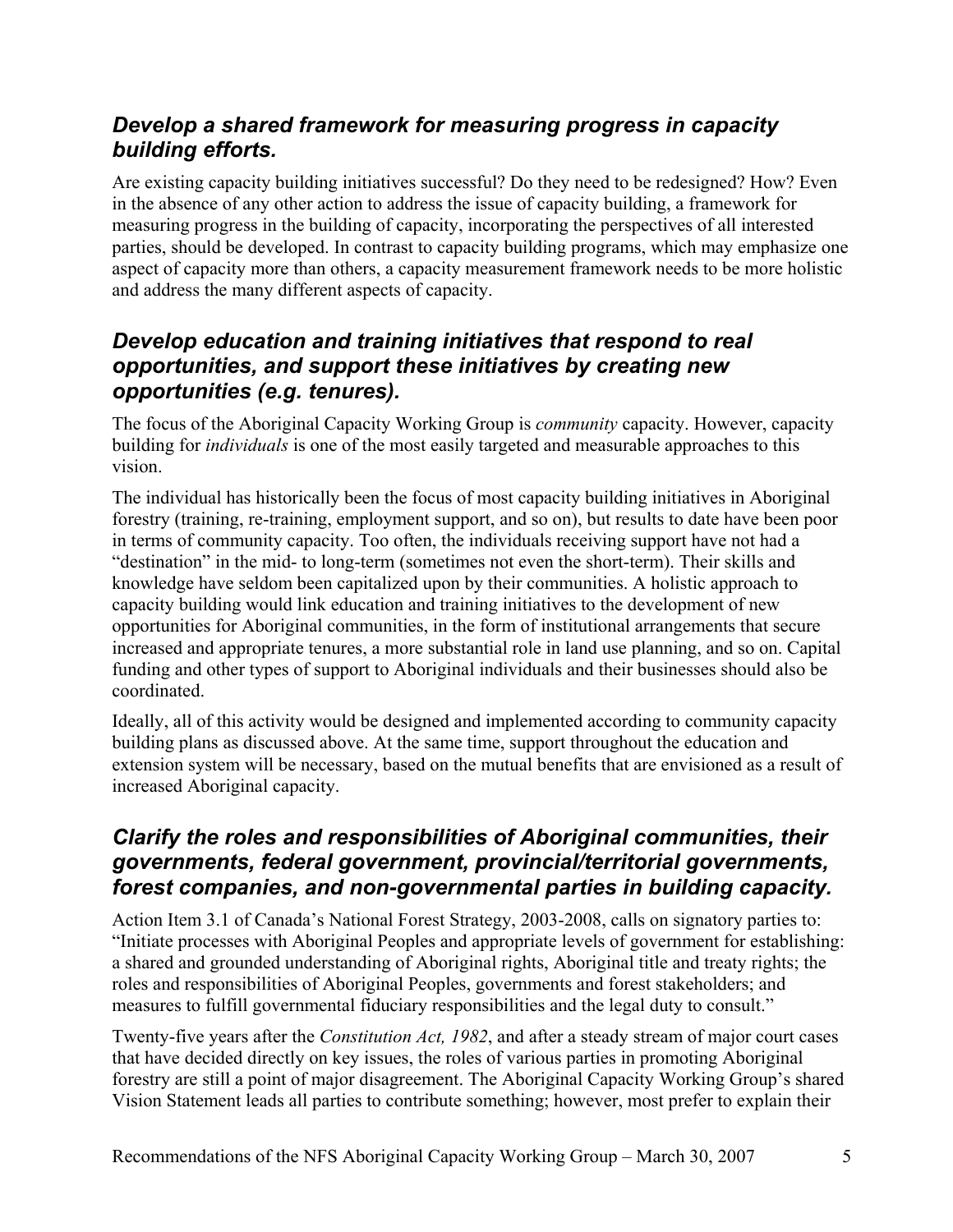### *Develop a shared framework for measuring progress in capacity building efforts.*

Are existing capacity building initiatives successful? Do they need to be redesigned? How? Even in the absence of any other action to address the issue of capacity building, a framework for measuring progress in the building of capacity, incorporating the perspectives of all interested parties, should be developed. In contrast to capacity building programs, which may emphasize one aspect of capacity more than others, a capacity measurement framework needs to be more holistic and address the many different aspects of capacity.

### *Develop education and training initiatives that respond to real opportunities, and support these initiatives by creating new opportunities (e.g. tenures).*

The focus of the Aboriginal Capacity Working Group is *community* capacity. However, capacity building for *individuals* is one of the most easily targeted and measurable approaches to this vision.

The individual has historically been the focus of most capacity building initiatives in Aboriginal forestry (training, re-training, employment support, and so on), but results to date have been poor in terms of community capacity. Too often, the individuals receiving support have not had a "destination" in the mid- to long-term (sometimes not even the short-term). Their skills and knowledge have seldom been capitalized upon by their communities. A holistic approach to capacity building would link education and training initiatives to the development of new opportunities for Aboriginal communities, in the form of institutional arrangements that secure increased and appropriate tenures, a more substantial role in land use planning, and so on. Capital funding and other types of support to Aboriginal individuals and their businesses should also be coordinated.

Ideally, all of this activity would be designed and implemented according to community capacity building plans as discussed above. At the same time, support throughout the education and extension system will be necessary, based on the mutual benefits that are envisioned as a result of increased Aboriginal capacity.

### *Clarify the roles and responsibilities of Aboriginal communities, their governments, federal government, provincial/territorial governments, forest companies, and non-governmental parties in building capacity.*

Action Item 3.1 of Canada's National Forest Strategy, 2003-2008, calls on signatory parties to: "Initiate processes with Aboriginal Peoples and appropriate levels of government for establishing: a shared and grounded understanding of Aboriginal rights, Aboriginal title and treaty rights; the roles and responsibilities of Aboriginal Peoples, governments and forest stakeholders; and measures to fulfill governmental fiduciary responsibilities and the legal duty to consult."

Twenty-five years after the *Constitution Act, 1982*, and after a steady stream of major court cases that have decided directly on key issues, the roles of various parties in promoting Aboriginal forestry are still a point of major disagreement. The Aboriginal Capacity Working Group's shared Vision Statement leads all parties to contribute something; however, most prefer to explain their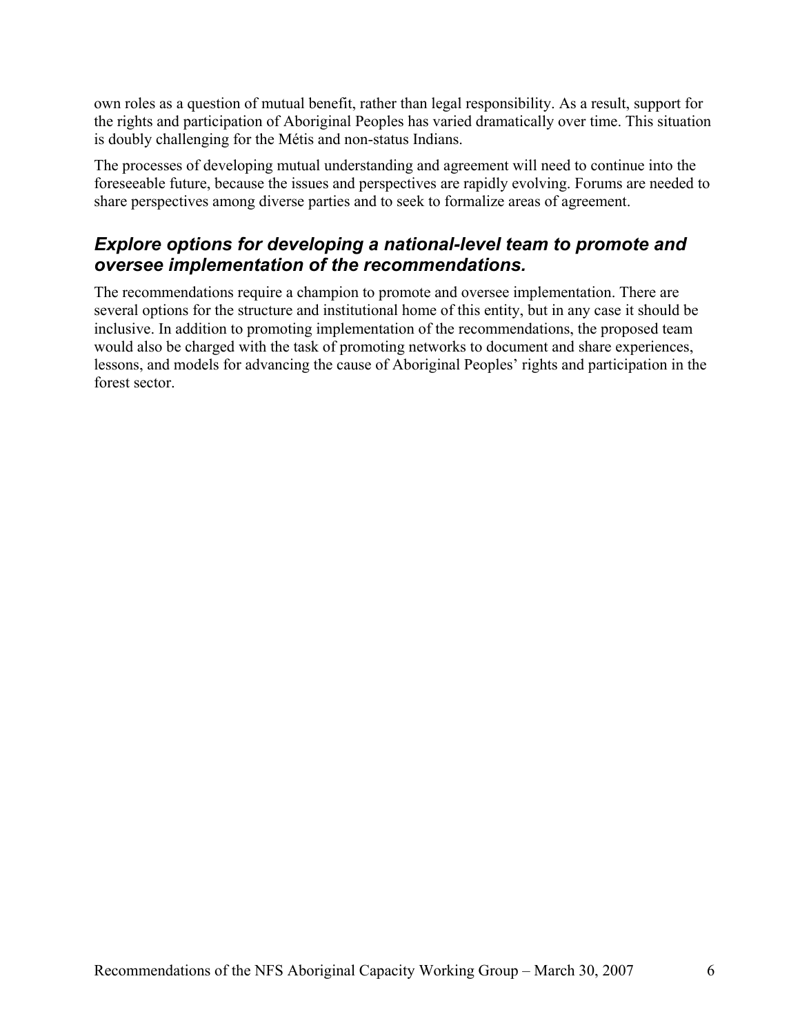own roles as a question of mutual benefit, rather than legal responsibility. As a result, support for the rights and participation of Aboriginal Peoples has varied dramatically over time. This situation is doubly challenging for the Métis and non-status Indians.

The processes of developing mutual understanding and agreement will need to continue into the foreseeable future, because the issues and perspectives are rapidly evolving. Forums are needed to share perspectives among diverse parties and to seek to formalize areas of agreement.

## *Explore options for developing a national-level team to promote and oversee implementation of the recommendations.*

The recommendations require a champion to promote and oversee implementation. There are several options for the structure and institutional home of this entity, but in any case it should be inclusive. In addition to promoting implementation of the recommendations, the proposed team would also be charged with the task of promoting networks to document and share experiences, lessons, and models for advancing the cause of Aboriginal Peoples' rights and participation in the forest sector.